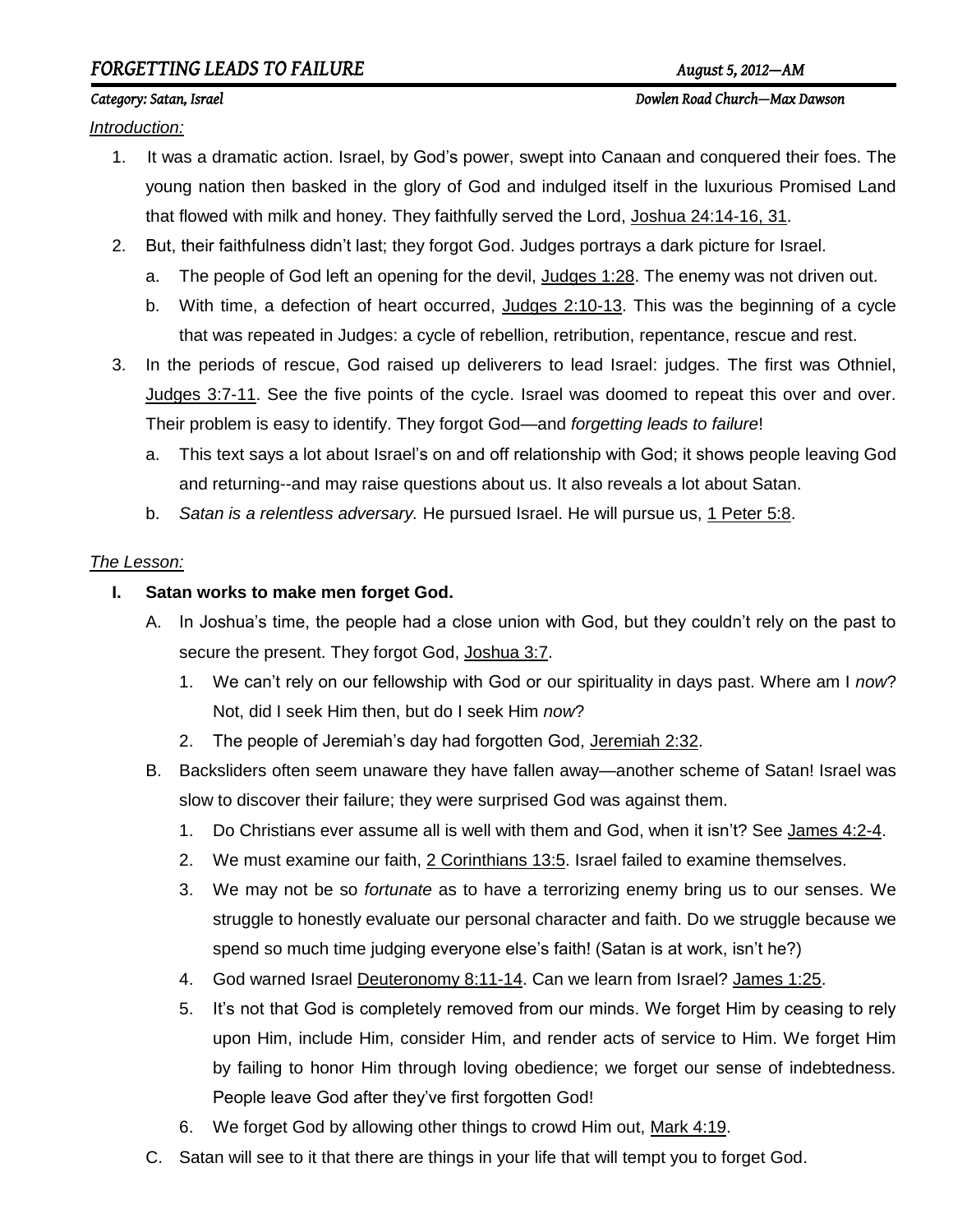# FORGETTING LEADS TO FAILURE

*August 5, 2012—AM*

*Category: Satan, Israel*

*Dowlen Road Church—Max Dawson*

*Introduction:*

1. It was a dramatic action. Israel, by God's power, swept into Canaan and conquered their foes. The young nation then basked in the glory of God and indulged itself in the luxurious Promised Land that flowed with milk and honey. They faithfully served the Lord, Joshua 24:14-16, 31.
2. But, their faithfulness didn't last; they forgot God. Judges portrays a dark picture for Israel.
   a. The people of God left an opening for the devil, Judges 1:28. The enemy was not driven out.
   b. With time, a defection of heart occurred, Judges 2:10-13. This was the beginning of a cycle that was repeated in Judges: a cycle of rebellion, retribution, repentance, rescue and rest.
3. In the periods of rescue, God raised up deliverers to lead Israel: judges. The first was Othniel, Judges 3:7-11. See the five points of the cycle. Israel was doomed to repeat this over and over. Their problem is easy to identify. They forgot God—and *forgetting leads to failure*!
   a. This text says a lot about Israel's on and off relationship with God; it shows people leaving God and returning--and may raise questions about us. It also reveals a lot about Satan.
   b. *Satan is a relentless adversary.* He pursued Israel. He will pursue us, 1 Peter 5:8.

*The Lesson:*

**I. Satan works to make men forget God.**

A. In Joshua's time, the people had a close union with God, but they couldn't rely on the past to secure the present. They forgot God, Joshua 3:7.
   1. We can't rely on our fellowship with God or our spirituality in days past. Where am I *now*? Not, did I seek Him then, but do I seek Him *now*?
   2. The people of Jeremiah's day had forgotten God, Jeremiah 2:32.

B. Backsliders often seem unaware they have fallen away—another scheme of Satan! Israel was slow to discover their failure; they were surprised God was against them.
   1. Do Christians ever assume all is well with them and God, when it isn't? See James 4:2-4.
   2. We must examine our faith, 2 Corinthians 13:5. Israel failed to examine themselves.
   3. We may not be so *fortunate* as to have a terrorizing enemy bring us to our senses. We struggle to honestly evaluate our personal character and faith. Do we struggle because we spend so much time judging everyone else's faith! (Satan is at work, isn't he?)
   4. God warned Israel Deuteronomy 8:11-14. Can we learn from Israel? James 1:25.
   5. It's not that God is completely removed from our minds. We forget Him by ceasing to rely upon Him, include Him, consider Him, and render acts of service to Him. We forget Him by failing to honor Him through loving obedience; we forget our sense of indebtedness. People leave God after they've first forgotten God!
   6. We forget God by allowing other things to crowd Him out, Mark 4:19.

C. Satan will see to it that there are things in your life that will tempt you to forget God.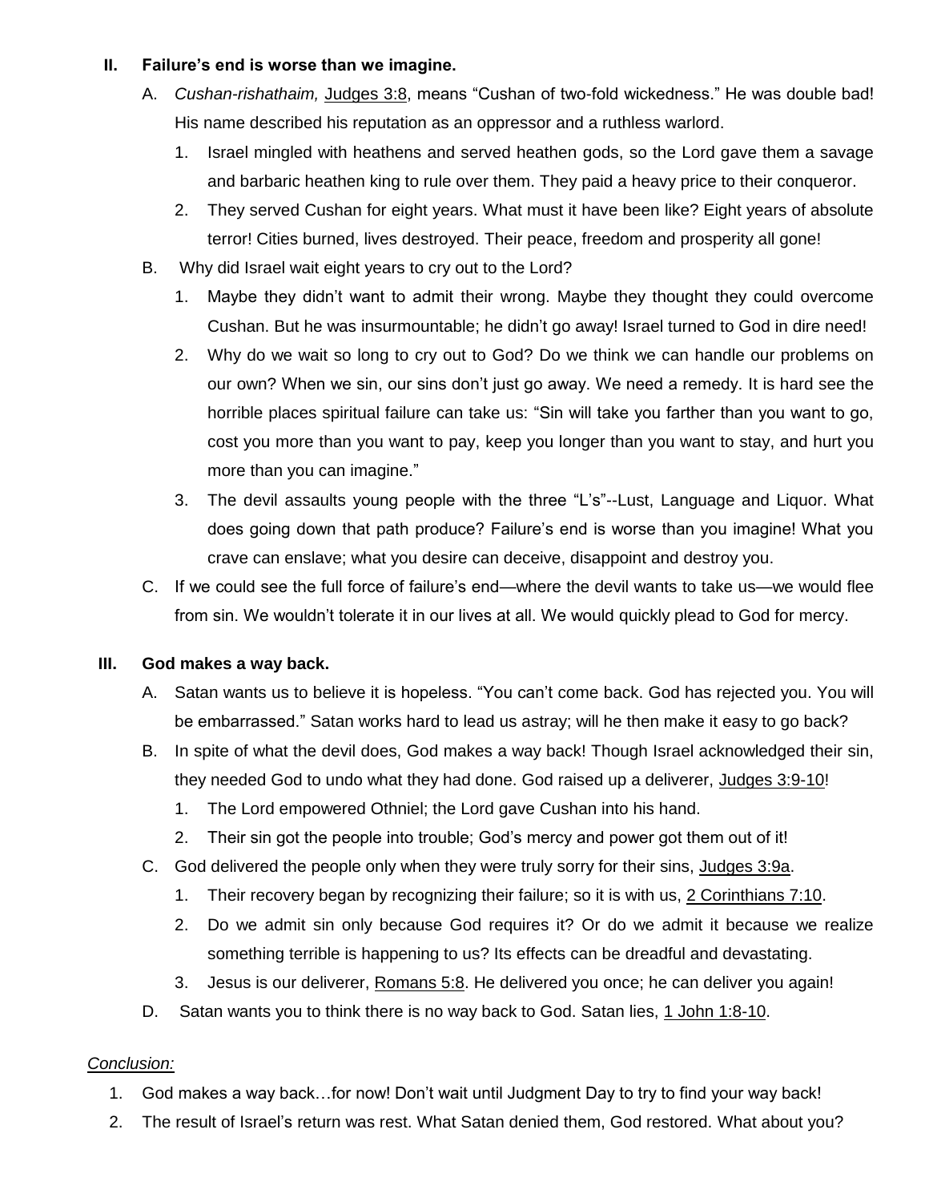## II. Failure's end is worse than we imagine.

A. *Cushan-rishathaim,* Judges 3:8, means "Cushan of two-fold wickedness." He was double bad! His name described his reputation as an oppressor and a ruthless warlord.

   1. Israel mingled with heathens and served heathen gods, so the Lord gave them a savage and barbaric heathen king to rule over them. They paid a heavy price to their conqueror.
   2. They served Cushan for eight years. What must it have been like? Eight years of absolute terror! Cities burned, lives destroyed. Their peace, freedom and prosperity all gone!

B. Why did Israel wait eight years to cry out to the Lord?

   1. Maybe they didn't want to admit their wrong. Maybe they thought they could overcome Cushan. But he was insurmountable; he didn't go away! Israel turned to God in dire need!
   2. Why do we wait so long to cry out to God? Do we think we can handle our problems on our own? When we sin, our sins don't just go away. We need a remedy. It is hard see the horrible places spiritual failure can take us: "Sin will take you farther than you want to go, cost you more than you want to pay, keep you longer than you want to stay, and hurt you more than you can imagine."
   3. The devil assaults young people with the three "L's"--Lust, Language and Liquor. What does going down that path produce? Failure's end is worse than you imagine! What you crave can enslave; what you desire can deceive, disappoint and destroy you.

C. If we could see the full force of failure's end—where the devil wants to take us—we would flee from sin. We wouldn't tolerate it in our lives at all. We would quickly plead to God for mercy.

## III. God makes a way back.

A. Satan wants us to believe it is hopeless. "You can't come back. God has rejected you. You will be embarrassed." Satan works hard to lead us astray; will he then make it easy to go back?

B. In spite of what the devil does, God makes a way back! Though Israel acknowledged their sin, they needed God to undo what they had done. God raised up a deliverer, Judges 3:9-10!

   1. The Lord empowered Othniel; the Lord gave Cushan into his hand.
   2. Their sin got the people into trouble; God's mercy and power got them out of it!

C. God delivered the people only when they were truly sorry for their sins, Judges 3:9a.

   1. Their recovery began by recognizing their failure; so it is with us, 2 Corinthians 7:10.
   2. Do we admit sin only because God requires it? Or do we admit it because we realize something terrible is happening to us? Its effects can be dreadful and devastating.
   3. Jesus is our deliverer, Romans 5:8. He delivered you once; he can deliver you again!

D. Satan wants you to think there is no way back to God. Satan lies, 1 John 1:8-10.

*Conclusion:*

1. God makes a way back…for now! Don't wait until Judgment Day to try to find your way back!
2. The result of Israel's return was rest. What Satan denied them, God restored. What about you?